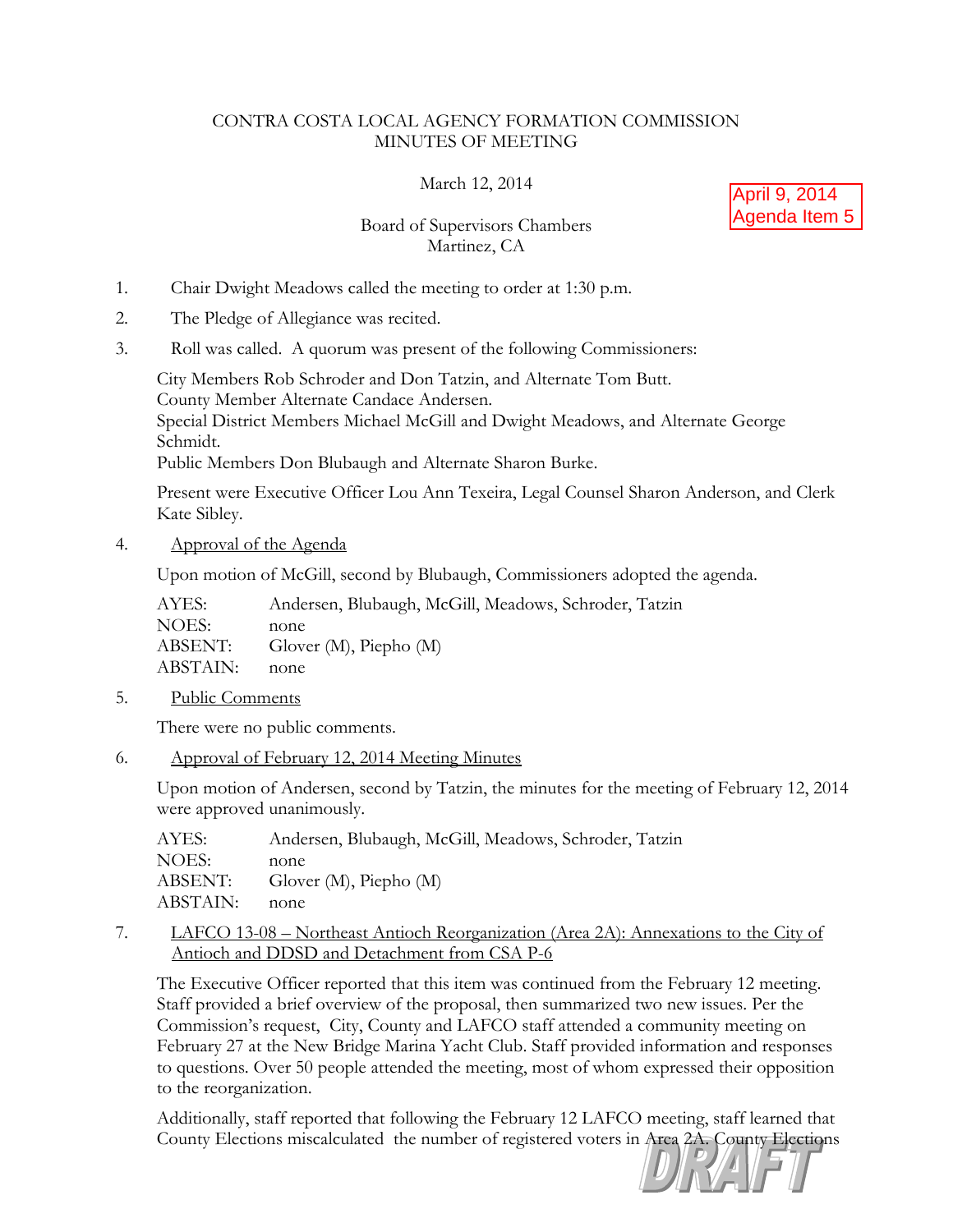CONTRA COSTA LOCAL AGENCY FORMATION COMMISSION
MINUTES OF MEETING

March 12, 2014

April 9, 2014
Agenda Item 5

Board of Supervisors Chambers
Martinez, CA

1. Chair Dwight Meadows called the meeting to order at 1:30 p.m.
2. The Pledge of Allegiance was recited.
3. Roll was called. A quorum was present of the following Commissioners:

   City Members Rob Schroder and Don Tatzin, and Alternate Tom Butt.
   County Member Alternate Candace Andersen.
   Special District Members Michael McGill and Dwight Meadows, and Alternate George Schmidt.
   Public Members Don Blubaugh and Alternate Sharon Burke.

   Present were Executive Officer Lou Ann Texeira, Legal Counsel Sharon Anderson, and Clerk Kate Sibley.

4. Approval of the Agenda

   Upon motion of McGill, second by Blubaugh, Commissioners adopted the agenda.

   | | |
   |---|---|
   | AYES: | Andersen, Blubaugh, McGill, Meadows, Schroder, Tatzin |
   | NOES: | none |
   | ABSENT: | Glover (M), Piepho (M) |
   | ABSTAIN: | none |

5. Public Comments

   There were no public comments.

6. Approval of February 12, 2014 Meeting Minutes

   Upon motion of Andersen, second by Tatzin, the minutes for the meeting of February 12, 2014 were approved unanimously.

   | | |
   |---|---|
   | AYES: | Andersen, Blubaugh, McGill, Meadows, Schroder, Tatzin |
   | NOES: | none |
   | ABSENT: | Glover (M), Piepho (M) |
   | ABSTAIN: | none |

7. LAFCO 13-08 – Northeast Antioch Reorganization (Area 2A): Annexations to the City of Antioch and DDSD and Detachment from CSA P-6

   The Executive Officer reported that this item was continued from the February 12 meeting. Staff provided a brief overview of the proposal, then summarized two new issues. Per the Commission's request, City, County and LAFCO staff attended a community meeting on February 27 at the New Bridge Marina Yacht Club. Staff provided information and responses to questions. Over 50 people attended the meeting, most of whom expressed their opposition to the reorganization.

   Additionally, staff reported that following the February 12 LAFCO meeting, staff learned that County Elections miscalculated the number of registered voters in Area 2A. County Elections

DRAFT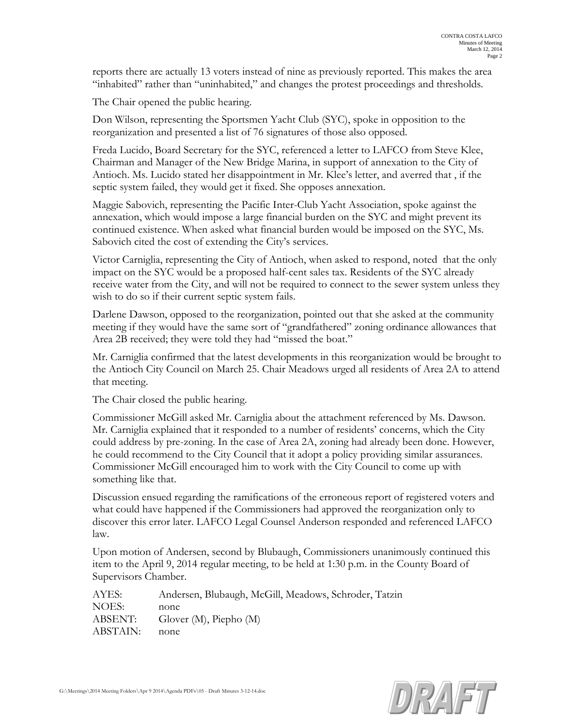reports there are actually 13 voters instead of nine as previously reported. This makes the area "inhabited" rather than "uninhabited," and changes the protest proceedings and thresholds.

The Chair opened the public hearing.

Don Wilson, representing the Sportsmen Yacht Club (SYC), spoke in opposition to the reorganization and presented a list of 76 signatures of those also opposed.

Freda Lucido, Board Secretary for the SYC, referenced a letter to LAFCO from Steve Klee, Chairman and Manager of the New Bridge Marina, in support of annexation to the City of Antioch. Ms. Lucido stated her disappointment in Mr. Klee's letter, and averred that , if the septic system failed, they would get it fixed. She opposes annexation.

Maggie Sabovich, representing the Pacific Inter-Club Yacht Association, spoke against the annexation, which would impose a large financial burden on the SYC and might prevent its continued existence. When asked what financial burden would be imposed on the SYC, Ms. Sabovich cited the cost of extending the City's services.

Victor Carniglia, representing the City of Antioch, when asked to respond, noted that the only impact on the SYC would be a proposed half-cent sales tax. Residents of the SYC already receive water from the City, and will not be required to connect to the sewer system unless they wish to do so if their current septic system fails.

Darlene Dawson, opposed to the reorganization, pointed out that she asked at the community meeting if they would have the same sort of "grandfathered" zoning ordinance allowances that Area 2B received; they were told they had "missed the boat."

Mr. Carniglia confirmed that the latest developments in this reorganization would be brought to the Antioch City Council on March 25. Chair Meadows urged all residents of Area 2A to attend that meeting.

The Chair closed the public hearing.

Commissioner McGill asked Mr. Carniglia about the attachment referenced by Ms. Dawson. Mr. Carniglia explained that it responded to a number of residents' concerns, which the City could address by pre-zoning. In the case of Area 2A, zoning had already been done. However, he could recommend to the City Council that it adopt a policy providing similar assurances. Commissioner McGill encouraged him to work with the City Council to come up with something like that.

Discussion ensued regarding the ramifications of the erroneous report of registered voters and what could have happened if the Commissioners had approved the reorganization only to discover this error later. LAFCO Legal Counsel Anderson responded and referenced LAFCO law.

Upon motion of Andersen, second by Blubaugh, Commissioners unanimously continued this item to the April 9, 2014 regular meeting, to be held at 1:30 p.m. in the County Board of Supervisors Chamber.

AYES: Andersen, Blubaugh, McGill, Meadows, Schroder, Tatzin
NOES: none
ABSENT: Glover (M), Piepho (M)
ABSTAIN: none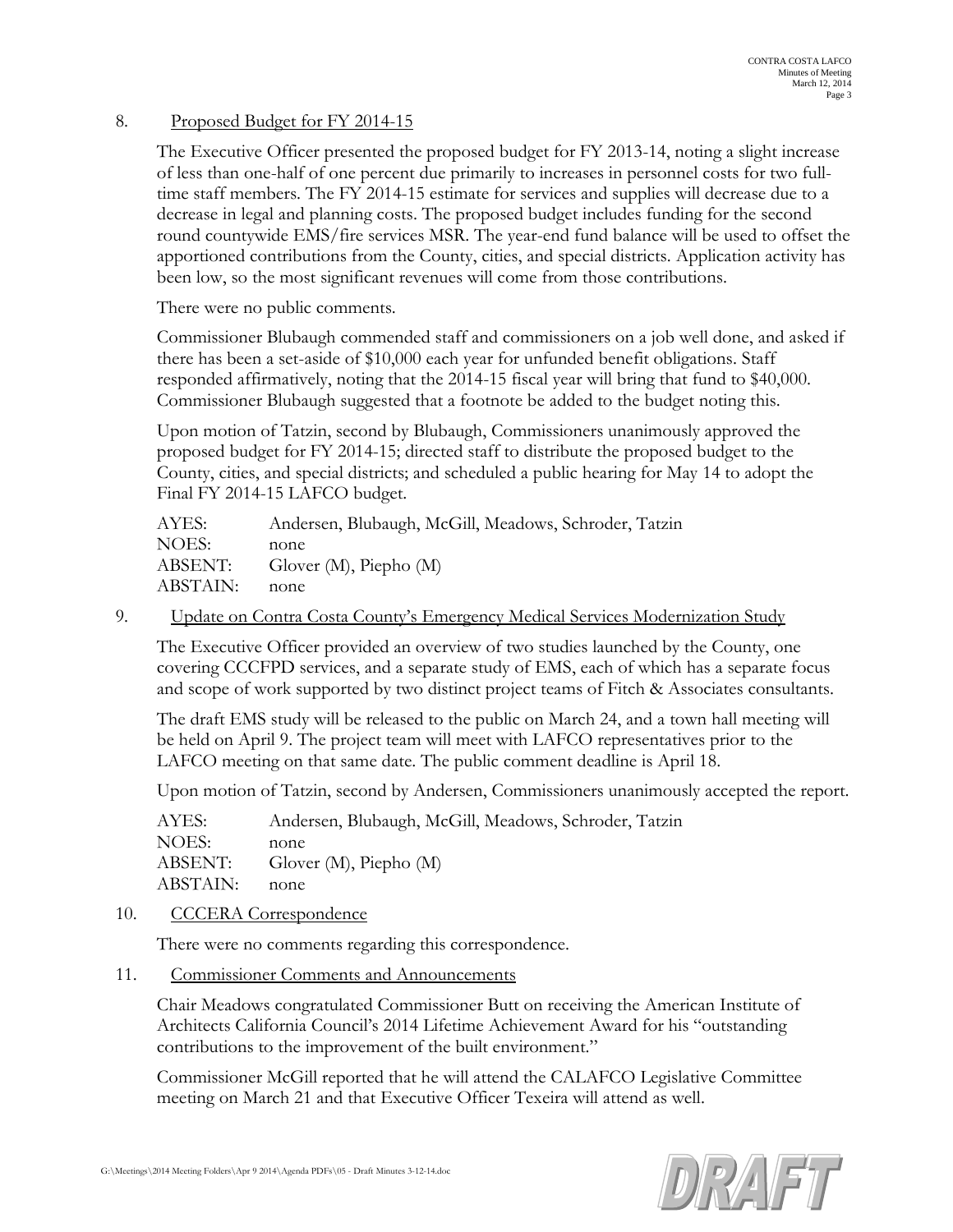8. Proposed Budget for FY 2014-15

The Executive Officer presented the proposed budget for FY 2013-14, noting a slight increase of less than one-half of one percent due primarily to increases in personnel costs for two full-time staff members. The FY 2014-15 estimate for services and supplies will decrease due to a decrease in legal and planning costs. The proposed budget includes funding for the second round countywide EMS/fire services MSR. The year-end fund balance will be used to offset the apportioned contributions from the County, cities, and special districts. Application activity has been low, so the most significant revenues will come from those contributions.

There were no public comments.

Commissioner Blubaugh commended staff and commissioners on a job well done, and asked if there has been a set-aside of $10,000 each year for unfunded benefit obligations. Staff responded affirmatively, noting that the 2014-15 fiscal year will bring that fund to $40,000. Commissioner Blubaugh suggested that a footnote be added to the budget noting this.

Upon motion of Tatzin, second by Blubaugh, Commissioners unanimously approved the proposed budget for FY 2014-15; directed staff to distribute the proposed budget to the County, cities, and special districts; and scheduled a public hearing for May 14 to adopt the Final FY 2014-15 LAFCO budget.

AYES: Andersen, Blubaugh, McGill, Meadows, Schroder, Tatzin
NOES: none
ABSENT: Glover (M), Piepho (M)
ABSTAIN: none

9. Update on Contra Costa County's Emergency Medical Services Modernization Study

The Executive Officer provided an overview of two studies launched by the County, one covering CCCFPD services, and a separate study of EMS, each of which has a separate focus and scope of work supported by two distinct project teams of Fitch & Associates consultants.

The draft EMS study will be released to the public on March 24, and a town hall meeting will be held on April 9. The project team will meet with LAFCO representatives prior to the LAFCO meeting on that same date. The public comment deadline is April 18.

Upon motion of Tatzin, second by Andersen, Commissioners unanimously accepted the report.

AYES: Andersen, Blubaugh, McGill, Meadows, Schroder, Tatzin
NOES: none
ABSENT: Glover (M), Piepho (M)
ABSTAIN: none

10. CCCERA Correspondence

There were no comments regarding this correspondence.

11. Commissioner Comments and Announcements

Chair Meadows congratulated Commissioner Butt on receiving the American Institute of Architects California Council's 2014 Lifetime Achievement Award for his "outstanding contributions to the improvement of the built environment."

Commissioner McGill reported that he will attend the CALAFCO Legislative Committee meeting on March 21 and that Executive Officer Texeira will attend as well.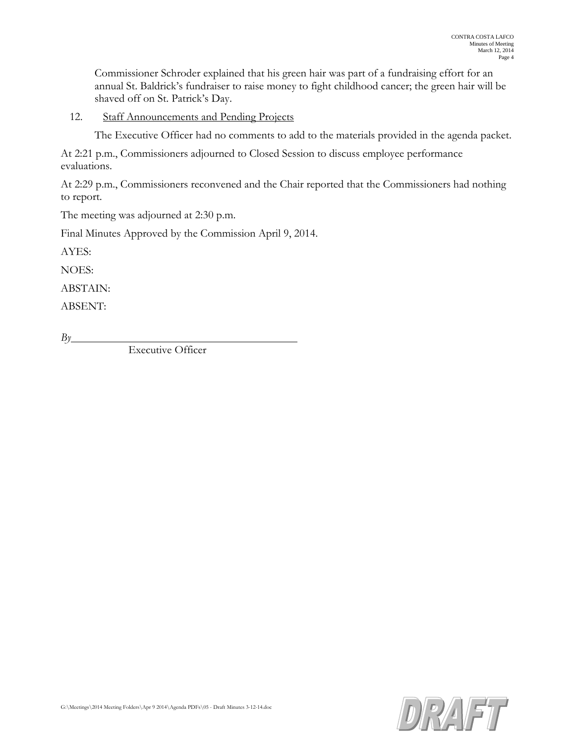Commissioner Schroder explained that his green hair was part of a fundraising effort for an annual St. Baldrick's fundraiser to raise money to fight childhood cancer; the green hair will be shaved off on St. Patrick's Day.

12. <u>Staff Announcements and Pending Projects</u>

The Executive Officer had no comments to add to the materials provided in the agenda packet.

At 2:21 p.m., Commissioners adjourned to Closed Session to discuss employee performance evaluations.

At 2:29 p.m., Commissioners reconvened and the Chair reported that the Commissioners had nothing to report.

The meeting was adjourned at 2:30 p.m.

Final Minutes Approved by the Commission April 9, 2014.

AYES:

NOES:

ABSTAIN:

ABSENT:

*By*\_\_\_\_\_\_\_\_\_\_\_\_\_\_\_\_\_\_\_\_\_\_\_\_\_\_\_\_\_\_\_\_\_\_\_\_\_\_\_\_

Executive Officer

G:\Meetings\2014 Meeting Folders\Apr 9 2014\Agenda PDFs\05 - Draft Minutes 3-12-14.doc

DRAFT